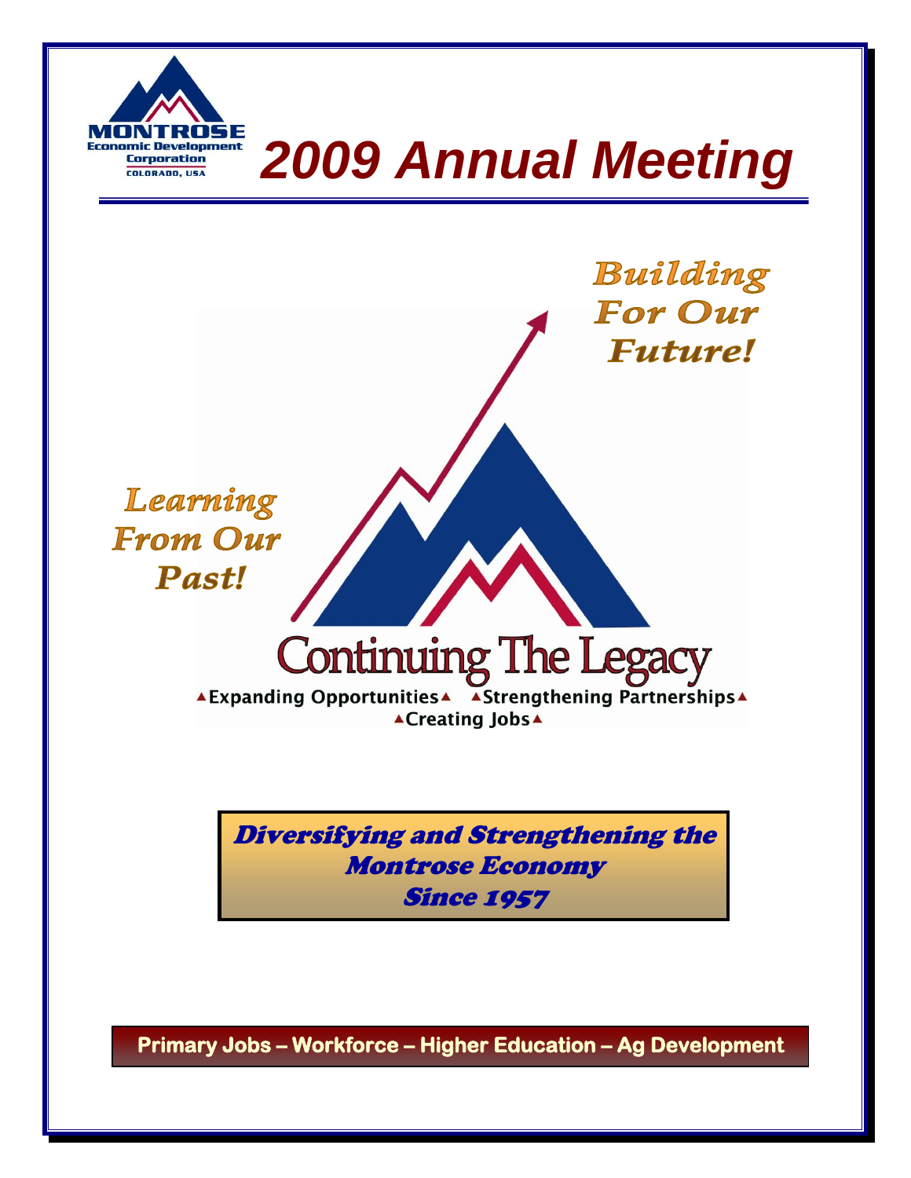MONTROSE
Economic Development
Corporation
COLORADO, USA

# 2009 Annual Meeting

*Building For Our Future!*

*Learning From Our Past!*

## Continuing The Legacy

▲Expanding Opportunities▲ ▲Strengthening Partnerships▲
▲Creating Jobs▲

***Diversifying and Strengthening the Montrose Economy Since 1957***

**Primary Jobs – Workforce – Higher Education – Ag Development**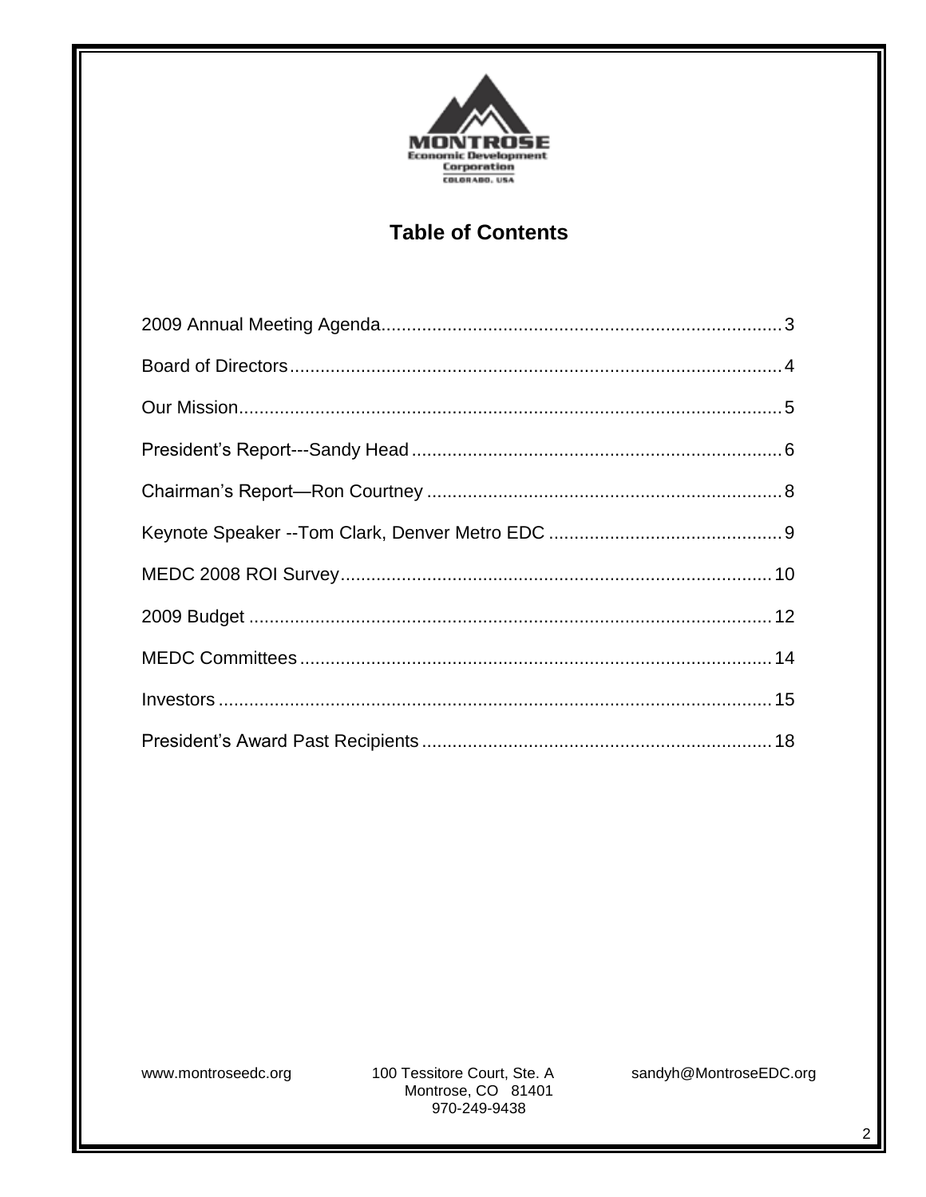# Table of Contents

| Section | Page |
|---|---|
| 2009 Annual Meeting Agenda | 3 |
| Board of Directors | 4 |
| Our Mission | 5 |
| President's Report---Sandy Head | 6 |
| Chairman's Report—Ron Courtney | 8 |
| Keynote Speaker --Tom Clark, Denver Metro EDC | 9 |
| MEDC 2008 ROI Survey | 10 |
| 2009 Budget | 12 |
| MEDC Committees | 14 |
| Investors | 15 |
| President's Award Past Recipients | 18 |

www.montroseedc.org

100 Tessitore Court, Ste. A
Montrose, CO 81401
970-249-9438

sandyh@MontroseEDC.org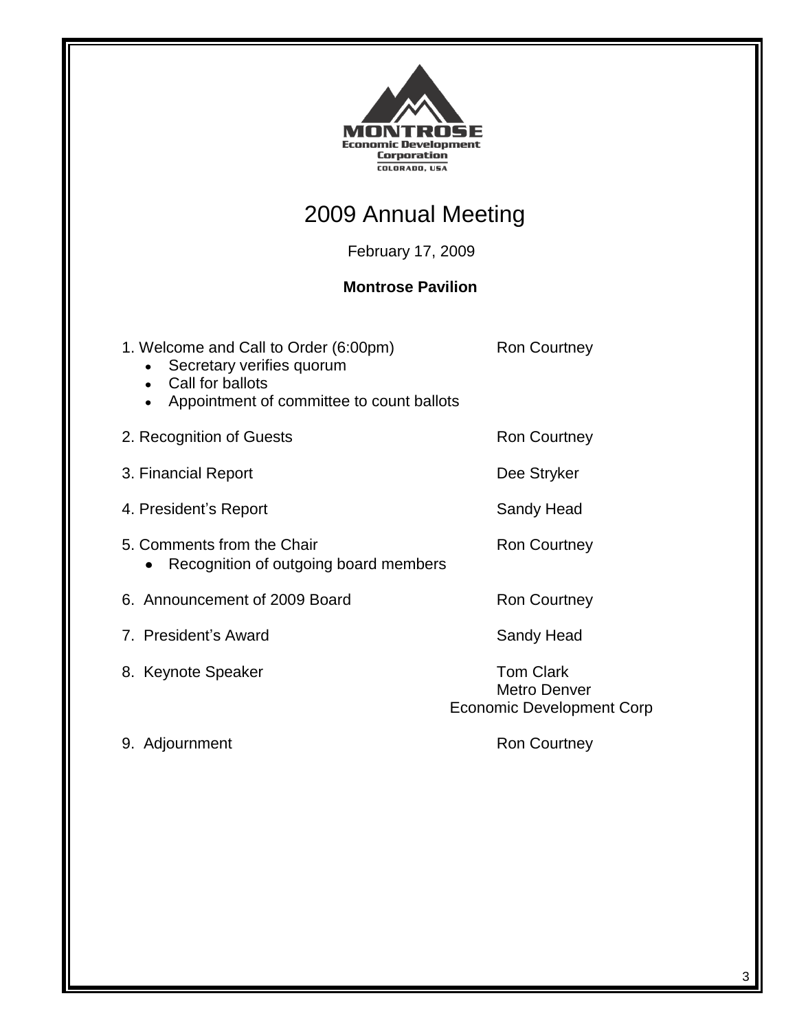MONTROSE
Economic Development
Corporation
COLORADO, USA

# 2009 Annual Meeting

February 17, 2009

**Montrose Pavilion**

| Agenda Item | Presenter |
|---|---|
| 1. Welcome and Call to Order (6:00pm) <br>• Secretary verifies quorum <br>• Call for ballots <br>• Appointment of committee to count ballots | Ron Courtney |
| 2. Recognition of Guests | Ron Courtney |
| 3. Financial Report | Dee Stryker |
| 4. President's Report | Sandy Head |
| 5. Comments from the Chair <br>• Recognition of outgoing board members | Ron Courtney |
| 6. Announcement of 2009 Board | Ron Courtney |
| 7. President's Award | Sandy Head |
| 8. Keynote Speaker | Tom Clark <br>Metro Denver <br>Economic Development Corp |
| 9. Adjournment | Ron Courtney |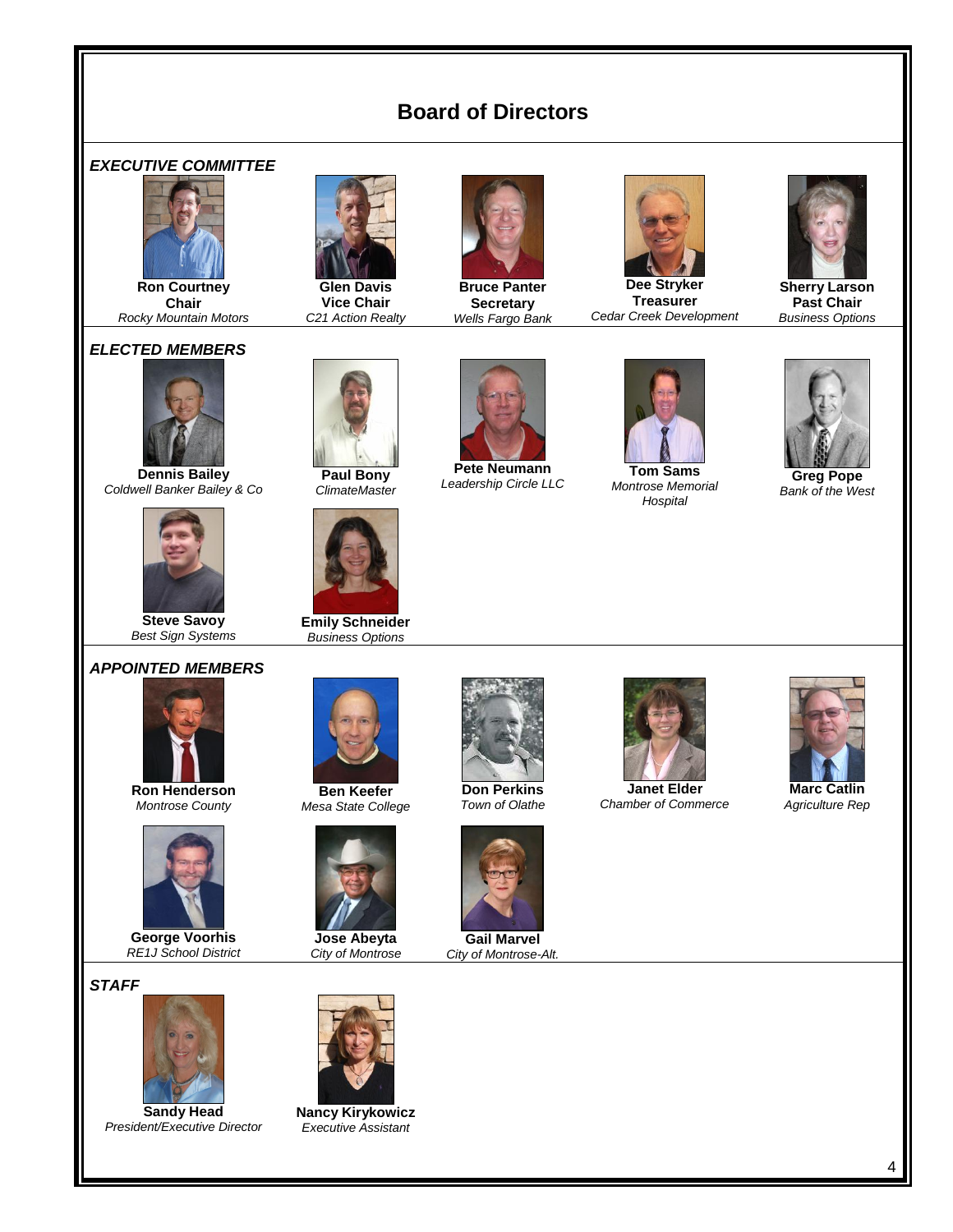# Board of Directors

## EXECUTIVE COMMITTEE

**Ron Courtney**
**Chair**
*Rocky Mountain Motors*

**Glen Davis**
**Vice Chair**
*C21 Action Realty*

**Bruce Panter**
**Secretary**
*Wells Fargo Bank*

**Dee Stryker**
**Treasurer**
*Cedar Creek Development*

**Sherry Larson**
**Past Chair**
*Business Options*

## ELECTED MEMBERS

**Dennis Bailey**
*Coldwell Banker Bailey & Co*

**Paul Bony**
*ClimateMaster*

**Pete Neumann**
*Leadership Circle LLC*

**Tom Sams**
*Montrose Memorial Hospital*

**Greg Pope**
*Bank of the West*

**Steve Savoy**
*Best Sign Systems*

**Emily Schneider**
*Business Options*

## APPOINTED MEMBERS

**Ron Henderson**
*Montrose County*

**Ben Keefer**
*Mesa State College*

**Don Perkins**
*Town of Olathe*

**Janet Elder**
*Chamber of Commerce*

**Marc Catlin**
*Agriculture Rep*

**George Voorhis**
*RE1J School District*

**Jose Abeyta**
*City of Montrose*

**Gail Marvel**
*City of Montrose-Alt.*

## STAFF

**Sandy Head**
*President/Executive Director*

**Nancy Kirykowicz**
*Executive Assistant*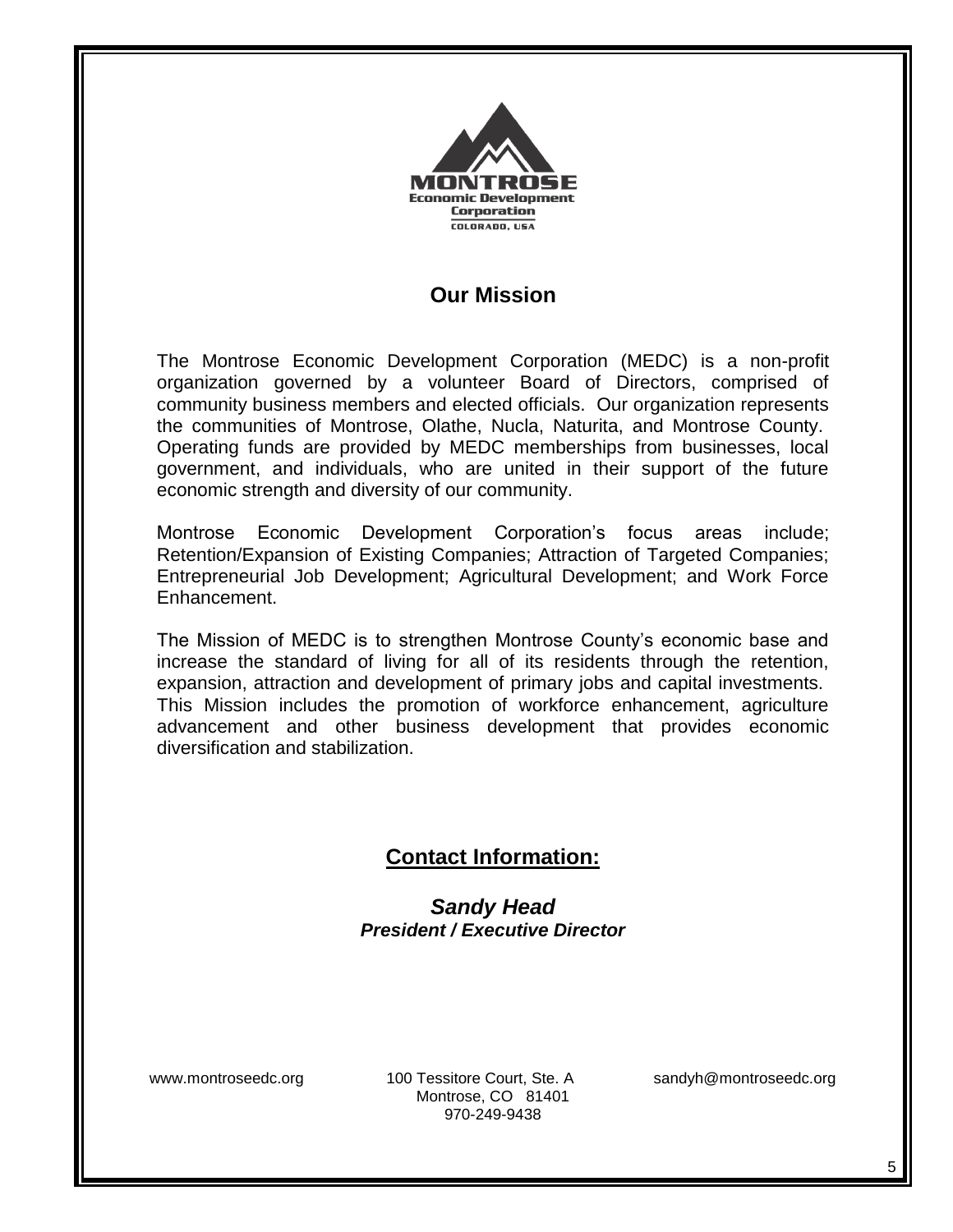MONTROSE
Economic Development
Corporation
COLORADO, USA

## Our Mission

The Montrose Economic Development Corporation (MEDC) is a non-profit organization governed by a volunteer Board of Directors, comprised of community business members and elected officials. Our organization represents the communities of Montrose, Olathe, Nucla, Naturita, and Montrose County. Operating funds are provided by MEDC memberships from businesses, local government, and individuals, who are united in their support of the future economic strength and diversity of our community.

Montrose Economic Development Corporation's focus areas include; Retention/Expansion of Existing Companies; Attraction of Targeted Companies; Entrepreneurial Job Development; Agricultural Development; and Work Force Enhancement.

The Mission of MEDC is to strengthen Montrose County's economic base and increase the standard of living for all of its residents through the retention, expansion, attraction and development of primary jobs and capital investments. This Mission includes the promotion of workforce enhancement, agriculture advancement and other business development that provides economic diversification and stabilization.

## Contact Information:

***Sandy Head***
***President / Executive Director***

www.montroseedc.org

100 Tessitore Court, Ste. A
Montrose, CO 81401
970-249-9438

sandyh@montroseedc.org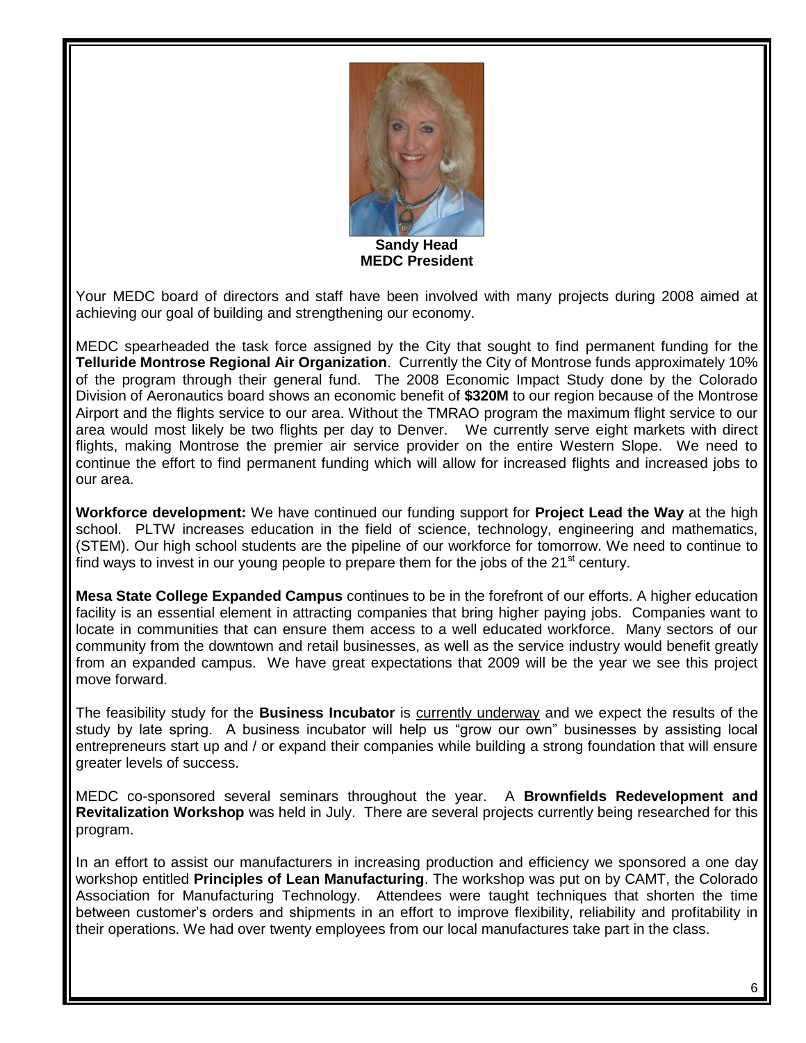**Sandy Head**
**MEDC President**

Your MEDC board of directors and staff have been involved with many projects during 2008 aimed at achieving our goal of building and strengthening our economy.

MEDC spearheaded the task force assigned by the City that sought to find permanent funding for the **Telluride Montrose Regional Air Organization**. Currently the City of Montrose funds approximately 10% of the program through their general fund. The 2008 Economic Impact Study done by the Colorado Division of Aeronautics board shows an economic benefit of **$320M** to our region because of the Montrose Airport and the flights service to our area. Without the TMRAO program the maximum flight service to our area would most likely be two flights per day to Denver. We currently serve eight markets with direct flights, making Montrose the premier air service provider on the entire Western Slope. We need to continue the effort to find permanent funding which will allow for increased flights and increased jobs to our area.

**Workforce development:** We have continued our funding support for **Project Lead the Way** at the high school. PLTW increases education in the field of science, technology, engineering and mathematics, (STEM). Our high school students are the pipeline of our workforce for tomorrow. We need to continue to find ways to invest in our young people to prepare them for the jobs of the 21st century.

**Mesa State College Expanded Campus** continues to be in the forefront of our efforts. A higher education facility is an essential element in attracting companies that bring higher paying jobs. Companies want to locate in communities that can ensure them access to a well educated workforce. Many sectors of our community from the downtown and retail businesses, as well as the service industry would benefit greatly from an expanded campus. We have great expectations that 2009 will be the year we see this project move forward.

The feasibility study for the **Business Incubator** is currently underway and we expect the results of the study by late spring. A business incubator will help us "grow our own" businesses by assisting local entrepreneurs start up and / or expand their companies while building a strong foundation that will ensure greater levels of success.

MEDC co-sponsored several seminars throughout the year. A **Brownfields Redevelopment and Revitalization Workshop** was held in July. There are several projects currently being researched for this program.

In an effort to assist our manufacturers in increasing production and efficiency we sponsored a one day workshop entitled **Principles of Lean Manufacturing**. The workshop was put on by CAMT, the Colorado Association for Manufacturing Technology. Attendees were taught techniques that shorten the time between customer's orders and shipments in an effort to improve flexibility, reliability and profitability in their operations. We had over twenty employees from our local manufactures take part in the class.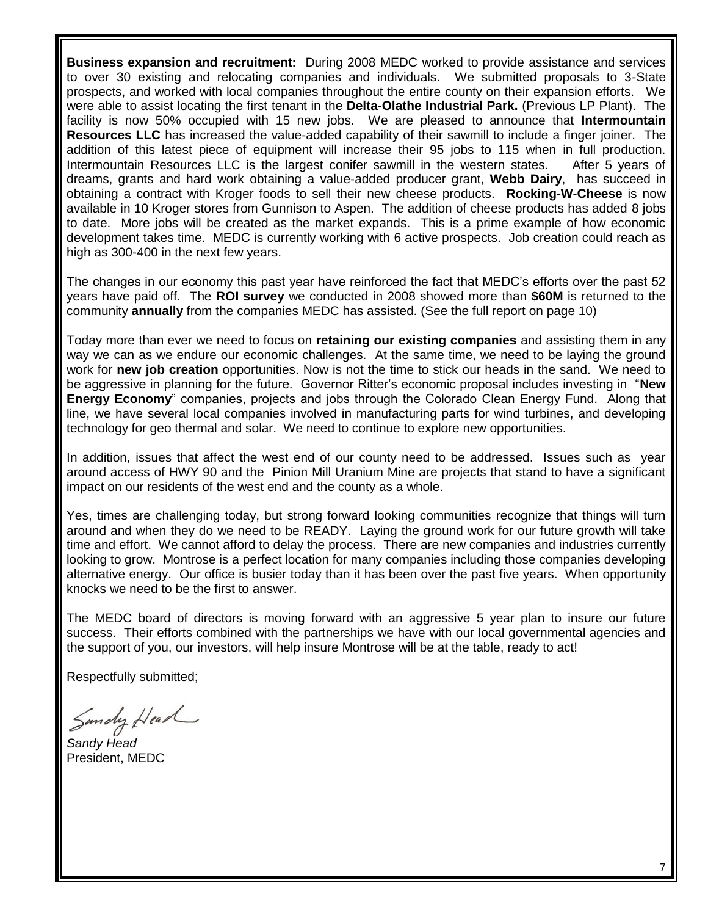**Business expansion and recruitment:** During 2008 MEDC worked to provide assistance and services to over 30 existing and relocating companies and individuals. We submitted proposals to 3-State prospects, and worked with local companies throughout the entire county on their expansion efforts. We were able to assist locating the first tenant in the **Delta-Olathe Industrial Park.** (Previous LP Plant). The facility is now 50% occupied with 15 new jobs. We are pleased to announce that **Intermountain Resources LLC** has increased the value-added capability of their sawmill to include a finger joiner. The addition of this latest piece of equipment will increase their 95 jobs to 115 when in full production. Intermountain Resources LLC is the largest conifer sawmill in the western states. After 5 years of dreams, grants and hard work obtaining a value-added producer grant, **Webb Dairy**, has succeed in obtaining a contract with Kroger foods to sell their new cheese products. **Rocking-W-Cheese** is now available in 10 Kroger stores from Gunnison to Aspen. The addition of cheese products has added 8 jobs to date. More jobs will be created as the market expands. This is a prime example of how economic development takes time. MEDC is currently working with 6 active prospects. Job creation could reach as high as 300-400 in the next few years.

The changes in our economy this past year have reinforced the fact that MEDC's efforts over the past 52 years have paid off. The **ROI survey** we conducted in 2008 showed more than **$60M** is returned to the community **annually** from the companies MEDC has assisted. (See the full report on page 10)

Today more than ever we need to focus on **retaining our existing companies** and assisting them in any way we can as we endure our economic challenges. At the same time, we need to be laying the ground work for **new job creation** opportunities. Now is not the time to stick our heads in the sand. We need to be aggressive in planning for the future. Governor Ritter's economic proposal includes investing in "**New Energy Economy**" companies, projects and jobs through the Colorado Clean Energy Fund. Along that line, we have several local companies involved in manufacturing parts for wind turbines, and developing technology for geo thermal and solar. We need to continue to explore new opportunities.

In addition, issues that affect the west end of our county need to be addressed. Issues such as year around access of HWY 90 and the Pinion Mill Uranium Mine are projects that stand to have a significant impact on our residents of the west end and the county as a whole.

Yes, times are challenging today, but strong forward looking communities recognize that things will turn around and when they do we need to be READY. Laying the ground work for our future growth will take time and effort. We cannot afford to delay the process. There are new companies and industries currently looking to grow. Montrose is a perfect location for many companies including those companies developing alternative energy. Our office is busier today than it has been over the past five years. When opportunity knocks we need to be the first to answer.

The MEDC board of directors is moving forward with an aggressive 5 year plan to insure our future success. Their efforts combined with the partnerships we have with our local governmental agencies and the support of you, our investors, will help insure Montrose will be at the table, ready to act!

Respectfully submitted;

*Sandy Head*
President, MEDC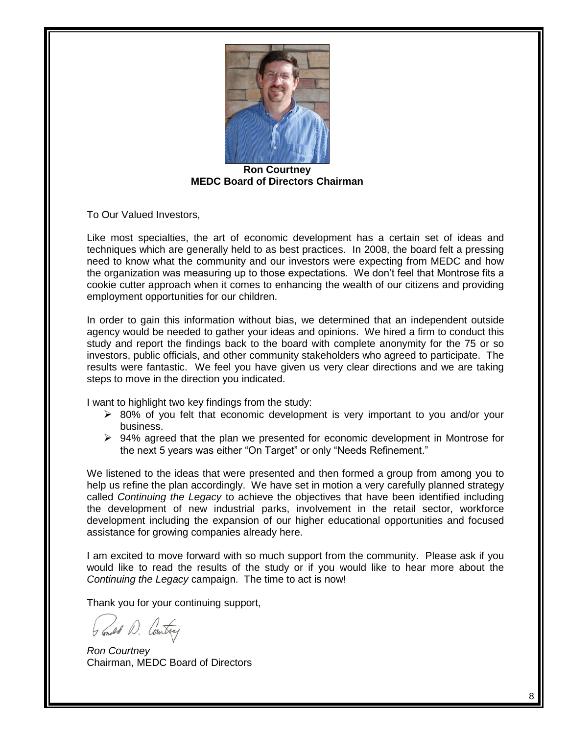**Ron Courtney**
**MEDC Board of Directors Chairman**

To Our Valued Investors,

Like most specialties, the art of economic development has a certain set of ideas and techniques which are generally held to as best practices. In 2008, the board felt a pressing need to know what the community and our investors were expecting from MEDC and how the organization was measuring up to those expectations. We don't feel that Montrose fits a cookie cutter approach when it comes to enhancing the wealth of our citizens and providing employment opportunities for our children.

In order to gain this information without bias, we determined that an independent outside agency would be needed to gather your ideas and opinions. We hired a firm to conduct this study and report the findings back to the board with complete anonymity for the 75 or so investors, public officials, and other community stakeholders who agreed to participate. The results were fantastic. We feel you have given us very clear directions and we are taking steps to move in the direction you indicated.

I want to highlight two key findings from the study:

- 80% of you felt that economic development is very important to you and/or your business.
- 94% agreed that the plan we presented for economic development in Montrose for the next 5 years was either "On Target" or only "Needs Refinement."

We listened to the ideas that were presented and then formed a group from among you to help us refine the plan accordingly. We have set in motion a very carefully planned strategy called *Continuing the Legacy* to achieve the objectives that have been identified including the development of new industrial parks, involvement in the retail sector, workforce development including the expansion of our higher educational opportunities and focused assistance for growing companies already here.

I am excited to move forward with so much support from the community. Please ask if you would like to read the results of the study or if you would like to hear more about the *Continuing the Legacy* campaign. The time to act is now!

Thank you for your continuing support,

*Ron Courtney*
Chairman, MEDC Board of Directors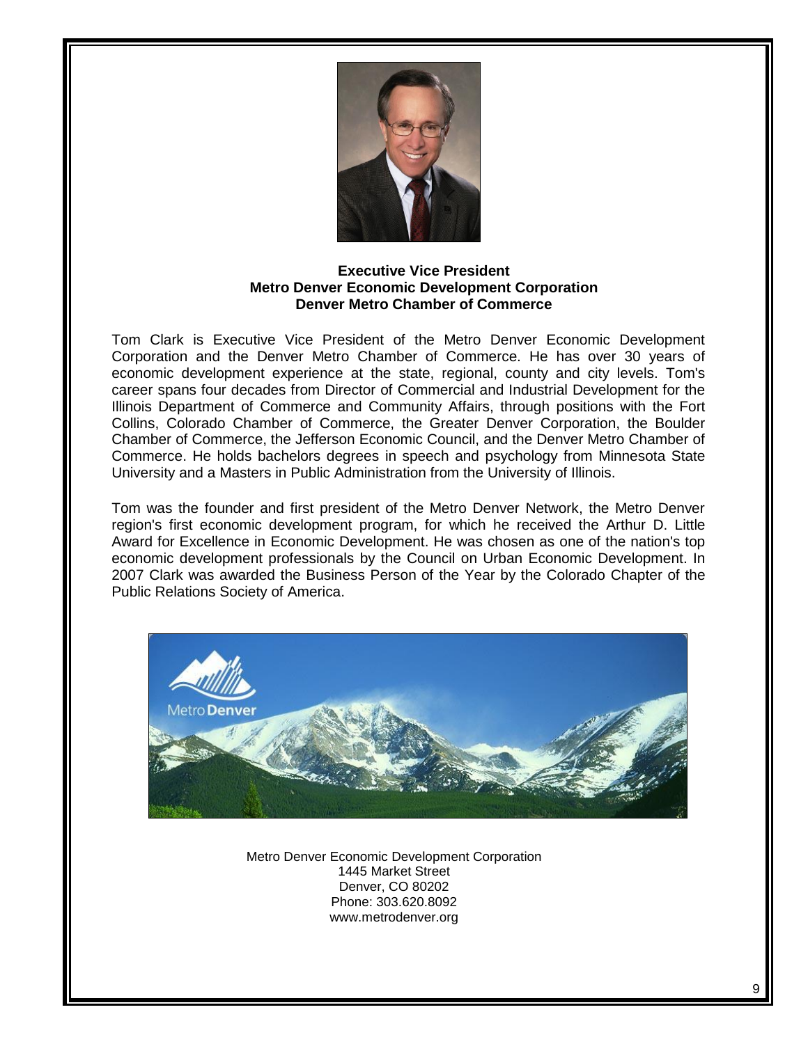**Executive Vice President**
**Metro Denver Economic Development Corporation**
**Denver Metro Chamber of Commerce**

Tom Clark is Executive Vice President of the Metro Denver Economic Development Corporation and the Denver Metro Chamber of Commerce. He has over 30 years of economic development experience at the state, regional, county and city levels. Tom's career spans four decades from Director of Commercial and Industrial Development for the Illinois Department of Commerce and Community Affairs, through positions with the Fort Collins, Colorado Chamber of Commerce, the Greater Denver Corporation, the Boulder Chamber of Commerce, the Jefferson Economic Council, and the Denver Metro Chamber of Commerce. He holds bachelors degrees in speech and psychology from Minnesota State University and a Masters in Public Administration from the University of Illinois.

Tom was the founder and first president of the Metro Denver Network, the Metro Denver region's first economic development program, for which he received the Arthur D. Little Award for Excellence in Economic Development. He was chosen as one of the nation's top economic development professionals by the Council on Urban Economic Development. In 2007 Clark was awarded the Business Person of the Year by the Colorado Chapter of the Public Relations Society of America.

Metro Denver Economic Development Corporation
1445 Market Street
Denver, CO 80202
Phone: 303.620.8092
www.metrodenver.org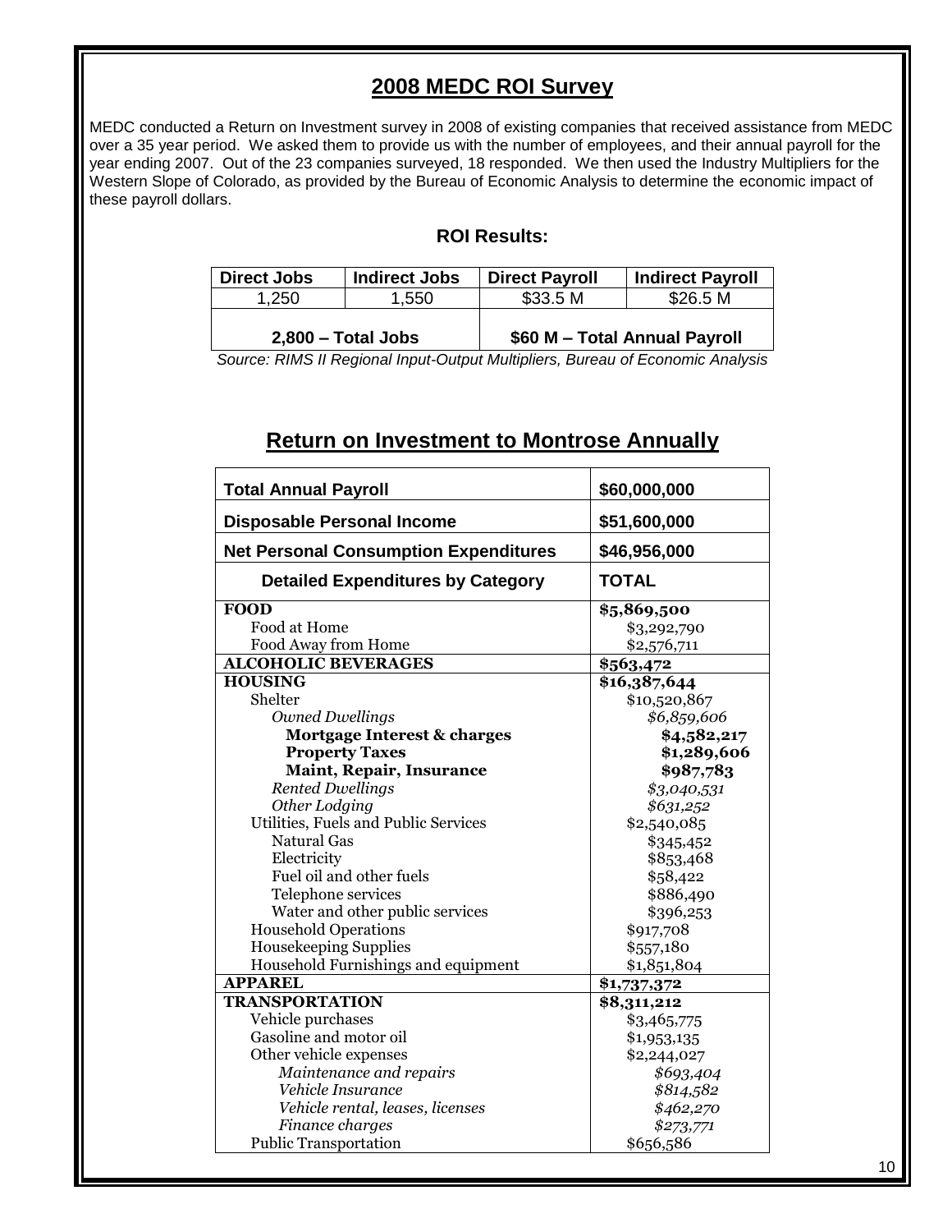## 2008 MEDC ROI Survey

MEDC conducted a Return on Investment survey in 2008 of existing companies that received assistance from MEDC over a 35 year period. We asked them to provide us with the number of employees, and their annual payroll for the year ending 2007. Out of the 23 companies surveyed, 18 responded. We then used the Industry Multipliers for the Western Slope of Colorado, as provided by the Bureau of Economic Analysis to determine the economic impact of these payroll dollars.

### ROI Results:

| Direct Jobs | Indirect Jobs | Direct Payroll | Indirect Payroll |
|---|---|---|---|
| 1,250 | 1,550 | $33.5 M | $26.5 M |
| **2,800 – Total Jobs** | | **$60 M – Total Annual Payroll** | |

*Source: RIMS II Regional Input-Output Multipliers, Bureau of Economic Analysis*

## Return on Investment to Montrose Annually

| **Total Annual Payroll** | **$60,000,000** |
|---|---|
| **Disposable Personal Income** | **$51,600,000** |
| **Net Personal Consumption Expenditures** | **$46,956,000** |
| **Detailed Expenditures by Category** | **TOTAL** |
| **FOOD** | **$5,869,500** |
| Food at Home | $3,292,790 |
| Food Away from Home | $2,576,711 |
| **ALCOHOLIC BEVERAGES** | **$563,472** |
| **HOUSING** | **$16,387,644** |
| Shelter | $10,520,867 |
| *Owned Dwellings* | *$6,859,606* |
| **Mortgage Interest & charges** | **$4,582,217** |
| **Property Taxes** | **$1,289,606** |
| **Maint, Repair, Insurance** | **$987,783** |
| *Rented Dwellings* | *$3,040,531* |
| *Other Lodging* | *$631,252* |
| Utilities, Fuels and Public Services | $2,540,085 |
| Natural Gas | $345,452 |
| Electricity | $853,468 |
| Fuel oil and other fuels | $58,422 |
| Telephone services | $886,490 |
| Water and other public services | $396,253 |
| Household Operations | $917,708 |
| Housekeeping Supplies | $557,180 |
| Household Furnishings and equipment | $1,851,804 |
| **APPAREL** | **$1,737,372** |
| **TRANSPORTATION** | **$8,311,212** |
| Vehicle purchases | $3,465,775 |
| Gasoline and motor oil | $1,953,135 |
| Other vehicle expenses | $2,244,027 |
| *Maintenance and repairs* | *$693,404* |
| *Vehicle Insurance* | *$814,582* |
| *Vehicle rental, leases, licenses* | *$462,270* |
| *Finance charges* | *$273,771* |
| Public Transportation | $656,586 |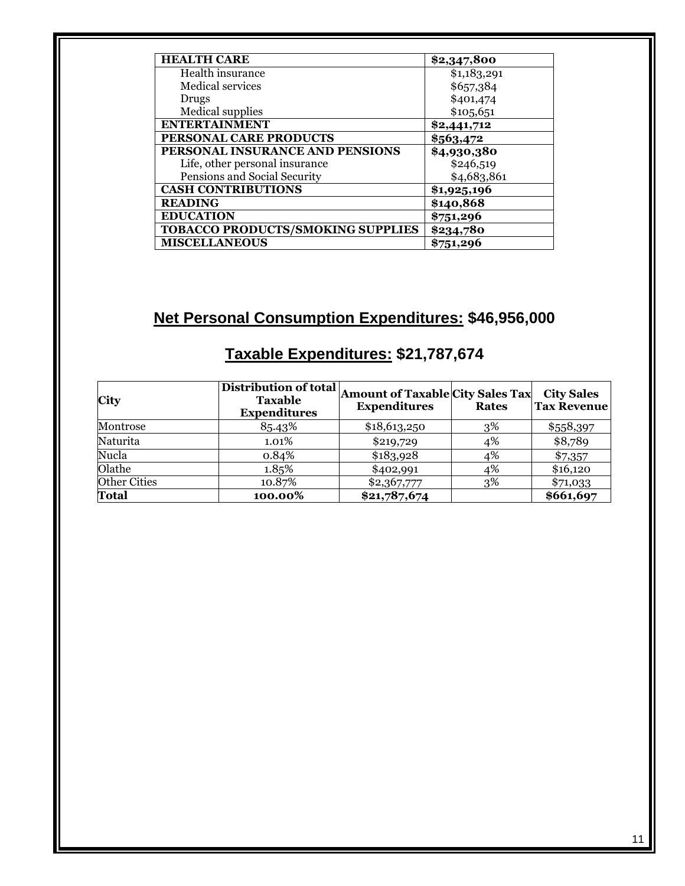| HEALTH CARE | $2,347,800 |
| --- | --- |
| Health insurance | $1,183,291 |
| Medical services | $657,384 |
| Drugs | $401,474 |
| Medical supplies | $105,651 |
| ENTERTAINMENT | $2,441,712 |
| PERSONAL CARE PRODUCTS | $563,472 |
| PERSONAL INSURANCE AND PENSIONS | $4,930,380 |
| Life, other personal insurance | $246,519 |
| Pensions and Social Security | $4,683,861 |
| CASH CONTRIBUTIONS | $1,925,196 |
| READING | $140,868 |
| EDUCATION | $751,296 |
| TOBACCO PRODUCTS/SMOKING SUPPLIES | $234,780 |
| MISCELLANEOUS | $751,296 |

## Net Personal Consumption Expenditures: $46,956,000

## Taxable Expenditures: $21,787,674

| City | Distribution of total Taxable Expenditures | Amount of Taxable Expenditures | City Sales Tax Rates | City Sales Tax Revenue |
| --- | --- | --- | --- | --- |
| Montrose | 85.43% | $18,613,250 | 3% | $558,397 |
| Naturita | 1.01% | $219,729 | 4% | $8,789 |
| Nucla | 0.84% | $183,928 | 4% | $7,357 |
| Olathe | 1.85% | $402,991 | 4% | $16,120 |
| Other Cities | 10.87% | $2,367,777 | 3% | $71,033 |
| **Total** | **100.00%** | **$21,787,674** | | **$661,697** |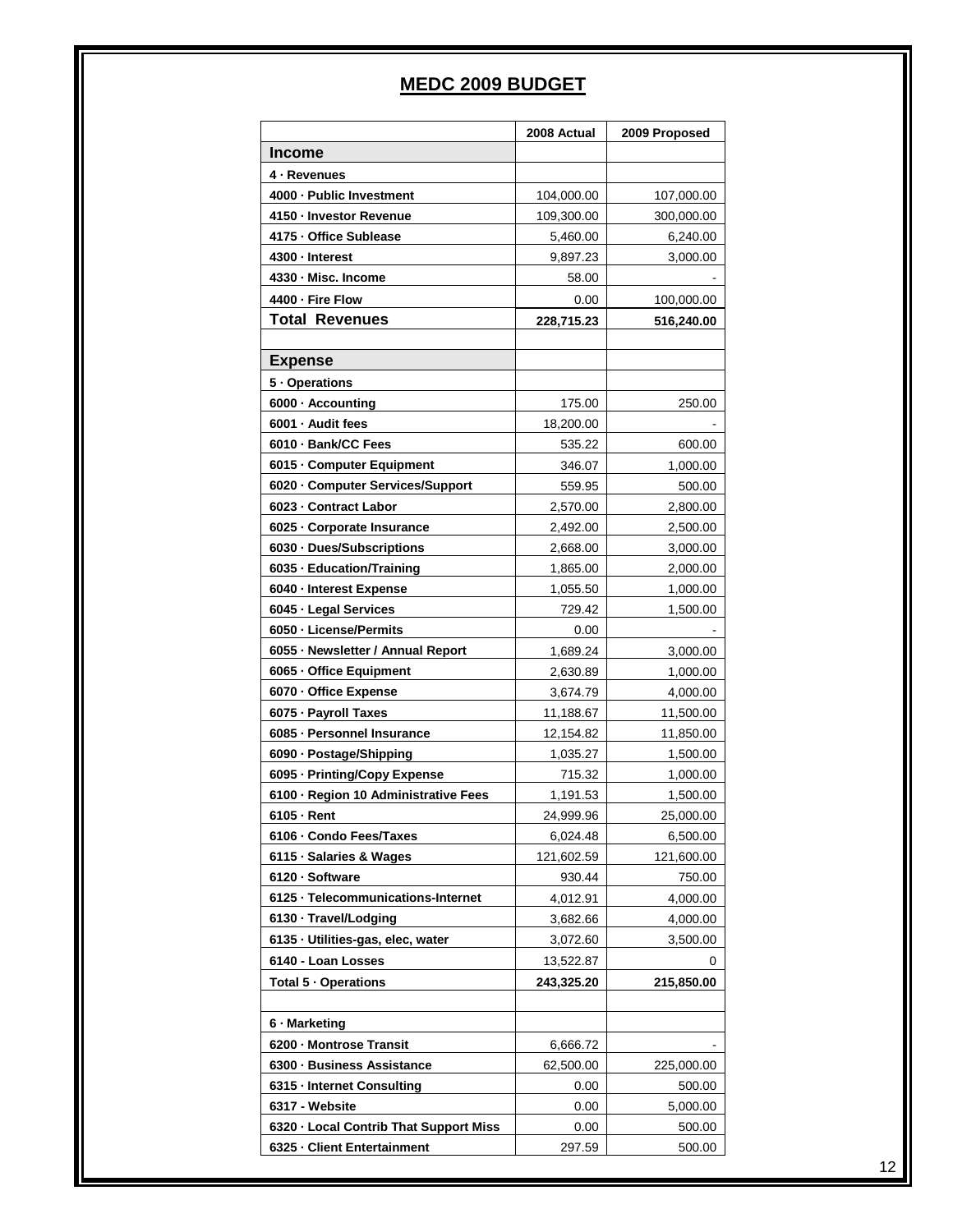# MEDC 2009 BUDGET

| | 2008 Actual | 2009 Proposed |
|---|---|---|
| **Income** | | |
| **4 · Revenues** | | |
| **4000 · Public Investment** | 104,000.00 | 107,000.00 |
| **4150 · Investor Revenue** | 109,300.00 | 300,000.00 |
| **4175 · Office Sublease** | 5,460.00 | 6,240.00 |
| **4300 · Interest** | 9,897.23 | 3,000.00 |
| **4330 · Misc. Income** | 58.00 | - |
| **4400 · Fire Flow** | 0.00 | 100,000.00 |
| **Total Revenues** | **228,715.23** | **516,240.00** |
| | | |
| **Expense** | | |
| **5 · Operations** | | |
| **6000 · Accounting** | 175.00 | 250.00 |
| **6001 · Audit fees** | 18,200.00 | - |
| **6010 · Bank/CC Fees** | 535.22 | 600.00 |
| **6015 · Computer Equipment** | 346.07 | 1,000.00 |
| **6020 · Computer Services/Support** | 559.95 | 500.00 |
| **6023 · Contract Labor** | 2,570.00 | 2,800.00 |
| **6025 · Corporate Insurance** | 2,492.00 | 2,500.00 |
| **6030 · Dues/Subscriptions** | 2,668.00 | 3,000.00 |
| **6035 · Education/Training** | 1,865.00 | 2,000.00 |
| **6040 · Interest Expense** | 1,055.50 | 1,000.00 |
| **6045 · Legal Services** | 729.42 | 1,500.00 |
| **6050 · License/Permits** | 0.00 | - |
| **6055 · Newsletter / Annual Report** | 1,689.24 | 3,000.00 |
| **6065 · Office Equipment** | 2,630.89 | 1,000.00 |
| **6070 · Office Expense** | 3,674.79 | 4,000.00 |
| **6075 · Payroll Taxes** | 11,188.67 | 11,500.00 |
| **6085 · Personnel Insurance** | 12,154.82 | 11,850.00 |
| **6090 · Postage/Shipping** | 1,035.27 | 1,500.00 |
| **6095 · Printing/Copy Expense** | 715.32 | 1,000.00 |
| **6100 · Region 10 Administrative Fees** | 1,191.53 | 1,500.00 |
| **6105 · Rent** | 24,999.96 | 25,000.00 |
| **6106 · Condo Fees/Taxes** | 6,024.48 | 6,500.00 |
| **6115 · Salaries & Wages** | 121,602.59 | 121,600.00 |
| **6120 · Software** | 930.44 | 750.00 |
| **6125 · Telecommunications-Internet** | 4,012.91 | 4,000.00 |
| **6130 · Travel/Lodging** | 3,682.66 | 4,000.00 |
| **6135 · Utilities-gas, elec, water** | 3,072.60 | 3,500.00 |
| **6140 - Loan Losses** | 13,522.87 | 0 |
| **Total 5 · Operations** | **243,325.20** | **215,850.00** |
| | | |
| **6 · Marketing** | | |
| **6200 · Montrose Transit** | 6,666.72 | - |
| **6300 · Business Assistance** | 62,500.00 | 225,000.00 |
| **6315 · Internet Consulting** | 0.00 | 500.00 |
| **6317 - Website** | 0.00 | 5,000.00 |
| **6320 · Local Contrib That Support Miss** | 0.00 | 500.00 |
| **6325 · Client Entertainment** | 297.59 | 500.00 |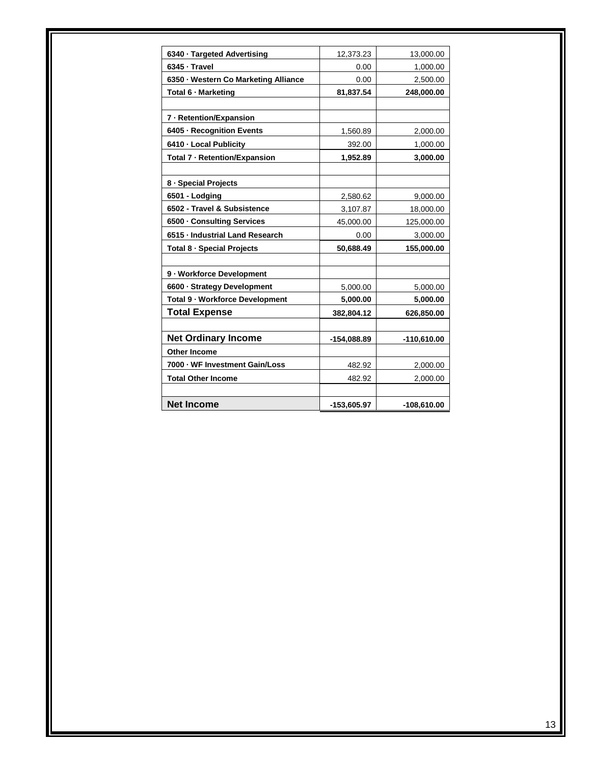| | | |
|---|---|---|
| **6340 · Targeted Advertising** | 12,373.23 | 13,000.00 |
| **6345 · Travel** | 0.00 | 1,000.00 |
| **6350 · Western Co Marketing Alliance** | 0.00 | 2,500.00 |
| **Total 6 · Marketing** | **81,837.54** | **248,000.00** |
| | | |
| **7 · Retention/Expansion** | | |
| **6405 · Recognition Events** | 1,560.89 | 2,000.00 |
| **6410 · Local Publicity** | 392.00 | 1,000.00 |
| **Total 7 · Retention/Expansion** | **1,952.89** | **3,000.00** |
| | | |
| **8 · Special Projects** | | |
| **6501 - Lodging** | 2,580.62 | 9,000.00 |
| **6502 - Travel & Subsistence** | 3,107.87 | 18,000.00 |
| **6500 · Consulting Services** | 45,000.00 | 125,000.00 |
| **6515 · Industrial Land Research** | 0.00 | 3,000.00 |
| **Total 8 · Special Projects** | **50,688.49** | **155,000.00** |
| | | |
| **9 · Workforce Development** | | |
| **6600 · Strategy Development** | 5,000.00 | 5,000.00 |
| **Total 9 · Workforce Development** | **5,000.00** | **5,000.00** |
| **Total Expense** | **382,804.12** | **626,850.00** |
| | | |
| **Net Ordinary Income** | **-154,088.89** | **-110,610.00** |
| **Other Income** | | |
| **7000 · WF Investment Gain/Loss** | 482.92 | 2,000.00 |
| **Total Other Income** | 482.92 | 2,000.00 |
| | | |
| **Net Income** | **-153,605.97** | **-108,610.00** |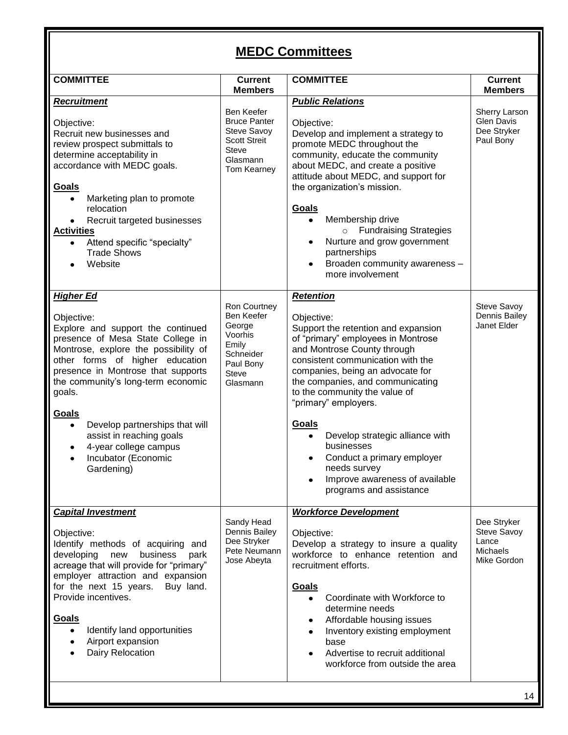# MEDC Committees

| COMMITTEE | Current Members | COMMITTEE | Current Members |
|---|---|---|---|
| ***Recruitment***<br><br>Objective:<br>Recruit new businesses and review prospect submittals to determine acceptability in accordance with MEDC goals.<br><br>**Goals**<br>• Marketing plan to promote relocation<br>• Recruit targeted businesses<br>**Activities**<br>• Attend specific "specialty" Trade Shows<br>• Website | Ben Keefer<br>Bruce Panter<br>Steve Savoy<br>Scott Streit<br>Steve Glasmann<br>Tom Kearney | ***Public Relations***<br><br>Objective:<br>Develop and implement a strategy to promote MEDC throughout the community, educate the community about MEDC, and create a positive attitude about MEDC, and support for the organization's mission.<br><br>**Goals**<br>• Membership drive<br>&nbsp;&nbsp;&nbsp;○ Fundraising Strategies<br>• Nurture and grow government partnerships<br>• Broaden community awareness – more involvement | Sherry Larson<br>Glen Davis<br>Dee Stryker<br>Paul Bony |
| ***Higher Ed***<br><br>Objective:<br>Explore and support the continued presence of Mesa State College in Montrose, explore the possibility of other forms of higher education presence in Montrose that supports the community's long-term economic goals.<br><br>**Goals**<br>• Develop partnerships that will assist in reaching goals<br>• 4-year college campus<br>• Incubator (Economic Gardening) | Ron Courtney<br>Ben Keefer<br>George Voorhis<br>Emily Schneider<br>Paul Bony<br>Steve Glasmann | ***Retention***<br><br>Objective:<br>Support the retention and expansion of "primary" employees in Montrose and Montrose County through consistent communication with the companies, being an advocate for the companies, and communicating to the community the value of "primary" employers.<br><br>**Goals**<br>• Develop strategic alliance with businesses<br>• Conduct a primary employer needs survey<br>• Improve awareness of available programs and assistance | Steve Savoy<br>Dennis Bailey<br>Janet Elder |
| ***Capital Investment***<br><br>Objective:<br>Identify methods of acquiring and developing new business park acreage that will provide for "primary" employer attraction and expansion for the next 15 years. Buy land. Provide incentives.<br><br>**Goals**<br>• Identify land opportunities<br>• Airport expansion<br>• Dairy Relocation | Sandy Head<br>Dennis Bailey<br>Dee Stryker<br>Pete Neumann<br>Jose Abeyta | ***Workforce Development***<br><br>Objective:<br>Develop a strategy to insure a quality workforce to enhance retention and recruitment efforts.<br><br>**Goals**<br>• Coordinate with Workforce to determine needs<br>• Affordable housing issues<br>• Inventory existing employment base<br>• Advertise to recruit additional workforce from outside the area | Dee Stryker<br>Steve Savoy<br>Lance Michaels<br>Mike Gordon |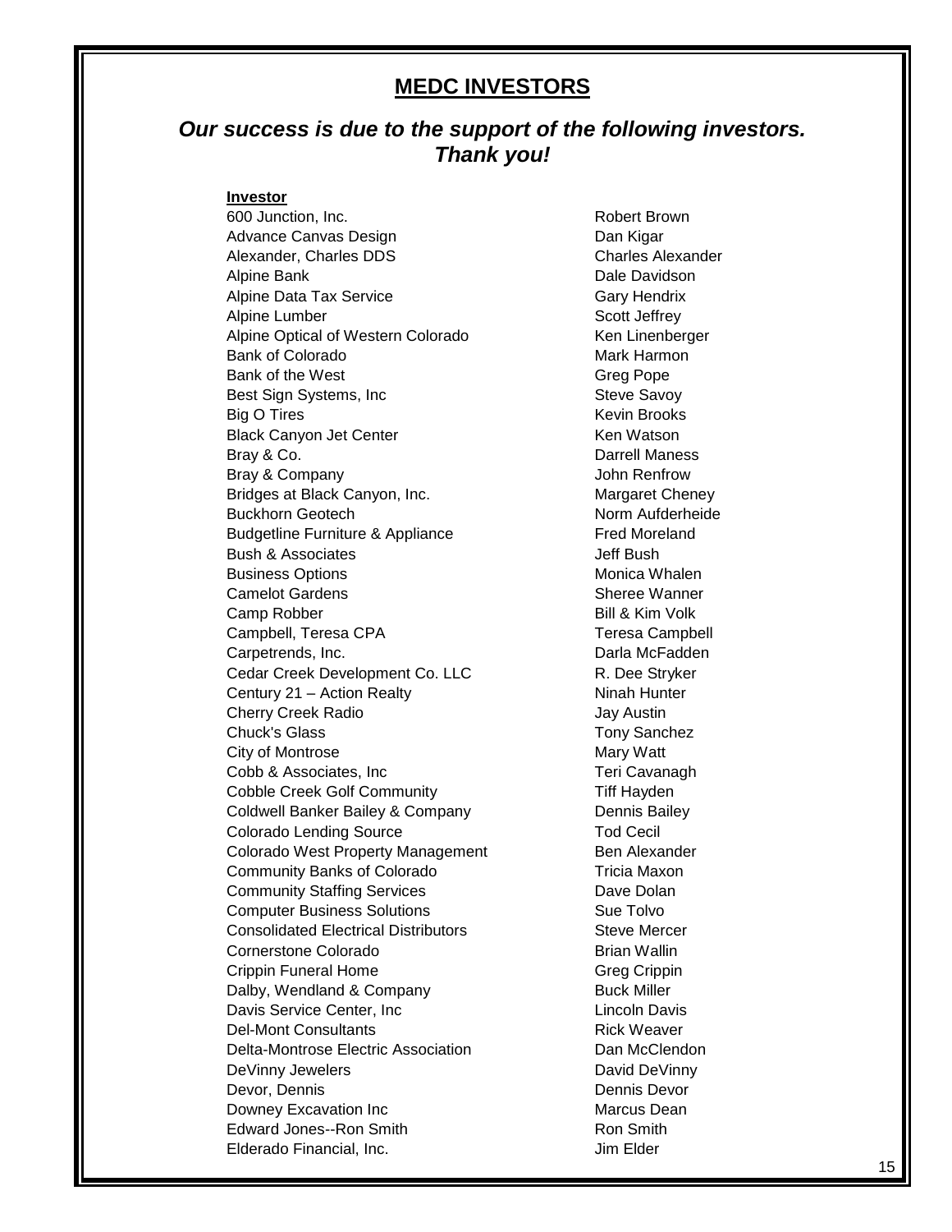## MEDC INVESTORS

### *Our success is due to the support of the following investors. Thank you!*

| **Investor** | |
|---|---|
| 600 Junction, Inc. | Robert Brown |
| Advance Canvas Design | Dan Kigar |
| Alexander, Charles DDS | Charles Alexander |
| Alpine Bank | Dale Davidson |
| Alpine Data Tax Service | Gary Hendrix |
| Alpine Lumber | Scott Jeffrey |
| Alpine Optical of Western Colorado | Ken Linenberger |
| Bank of Colorado | Mark Harmon |
| Bank of the West | Greg Pope |
| Best Sign Systems, Inc | Steve Savoy |
| Big O Tires | Kevin Brooks |
| Black Canyon Jet Center | Ken Watson |
| Bray & Co. | Darrell Maness |
| Bray & Company | John Renfrow |
| Bridges at Black Canyon, Inc. | Margaret Cheney |
| Buckhorn Geotech | Norm Aufderheide |
| Budgetline Furniture & Appliance | Fred Moreland |
| Bush & Associates | Jeff Bush |
| Business Options | Monica Whalen |
| Camelot Gardens | Sheree Wanner |
| Camp Robber | Bill & Kim Volk |
| Campbell, Teresa CPA | Teresa Campbell |
| Carpetrends, Inc. | Darla McFadden |
| Cedar Creek Development Co. LLC | R. Dee Stryker |
| Century 21 – Action Realty | Ninah Hunter |
| Cherry Creek Radio | Jay Austin |
| Chuck's Glass | Tony Sanchez |
| City of Montrose | Mary Watt |
| Cobb & Associates, Inc | Teri Cavanagh |
| Cobble Creek Golf Community | Tiff Hayden |
| Coldwell Banker Bailey & Company | Dennis Bailey |
| Colorado Lending Source | Tod Cecil |
| Colorado West Property Management | Ben Alexander |
| Community Banks of Colorado | Tricia Maxon |
| Community Staffing Services | Dave Dolan |
| Computer Business Solutions | Sue Tolvo |
| Consolidated Electrical Distributors | Steve Mercer |
| Cornerstone Colorado | Brian Wallin |
| Crippin Funeral Home | Greg Crippin |
| Dalby, Wendland & Company | Buck Miller |
| Davis Service Center, Inc | Lincoln Davis |
| Del-Mont Consultants | Rick Weaver |
| Delta-Montrose Electric Association | Dan McClendon |
| DeVinny Jewelers | David DeVinny |
| Devor, Dennis | Dennis Devor |
| Downey Excavation Inc | Marcus Dean |
| Edward Jones--Ron Smith | Ron Smith |
| Elderado Financial, Inc. | Jim Elder |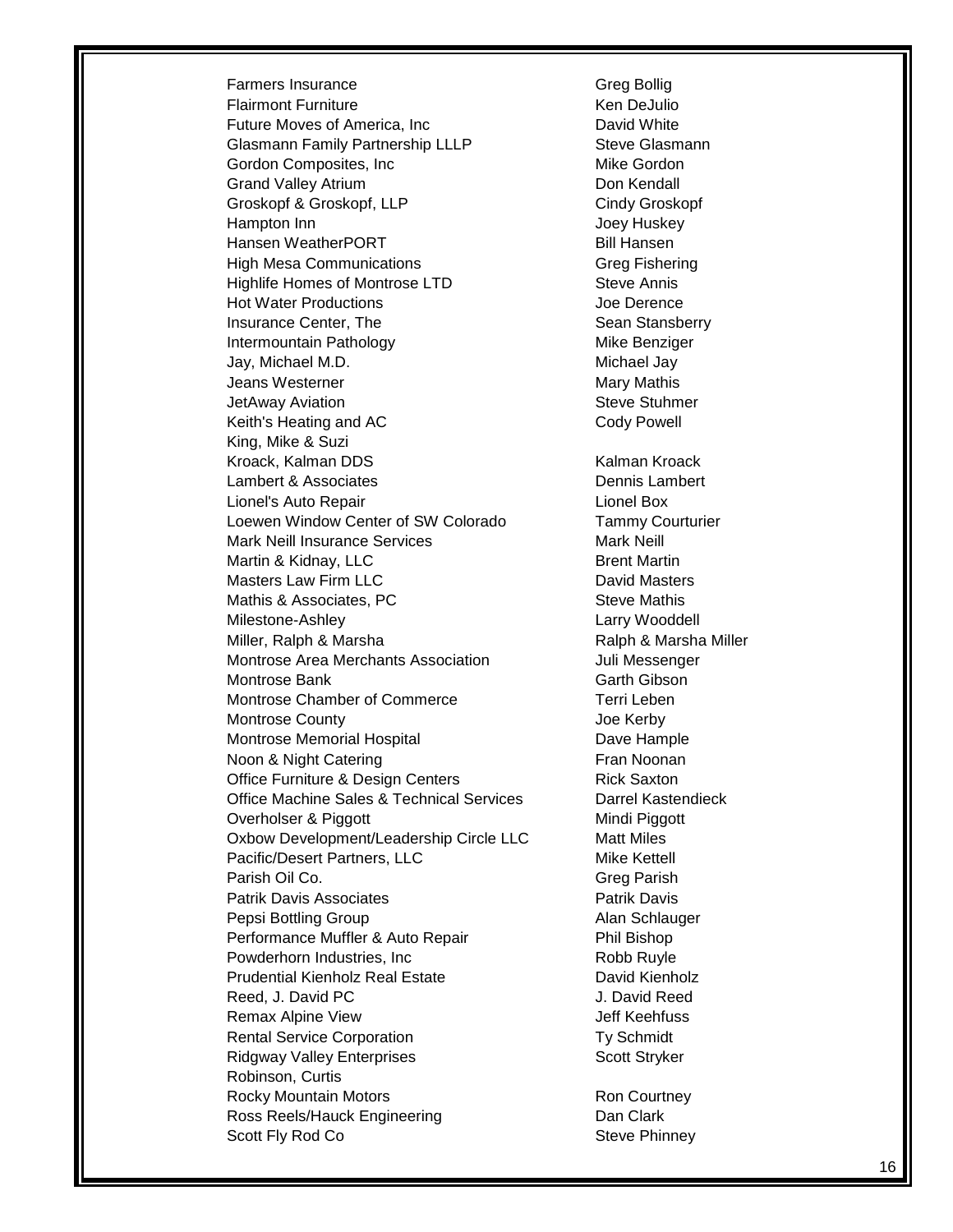| | |
|---|---|
| Farmers Insurance | Greg Bollig |
| Flairmont Furniture | Ken DeJulio |
| Future Moves of America, Inc | David White |
| Glasmann Family Partnership LLLP | Steve Glasmann |
| Gordon Composites, Inc | Mike Gordon |
| Grand Valley Atrium | Don Kendall |
| Groskopf & Groskopf, LLP | Cindy Groskopf |
| Hampton Inn | Joey Huskey |
| Hansen WeatherPORT | Bill Hansen |
| High Mesa Communications | Greg Fishering |
| Highlife Homes of Montrose LTD | Steve Annis |
| Hot Water Productions | Joe Derence |
| Insurance Center, The | Sean Stansberry |
| Intermountain Pathology | Mike Benziger |
| Jay, Michael M.D. | Michael Jay |
| Jeans Westerner | Mary Mathis |
| JetAway Aviation | Steve Stuhmer |
| Keith's Heating and AC | Cody Powell |
| King, Mike & Suzi | |
| Kroack, Kalman DDS | Kalman Kroack |
| Lambert & Associates | Dennis Lambert |
| Lionel's Auto Repair | Lionel Box |
| Loewen Window Center of SW Colorado | Tammy Courturier |
| Mark Neill Insurance Services | Mark Neill |
| Martin & Kidnay, LLC | Brent Martin |
| Masters Law Firm LLC | David Masters |
| Mathis & Associates, PC | Steve Mathis |
| Milestone-Ashley | Larry Wooddell |
| Miller, Ralph & Marsha | Ralph & Marsha Miller |
| Montrose Area Merchants Association | Juli Messenger |
| Montrose Bank | Garth Gibson |
| Montrose Chamber of Commerce | Terri Leben |
| Montrose County | Joe Kerby |
| Montrose Memorial Hospital | Dave Hample |
| Noon & Night Catering | Fran Noonan |
| Office Furniture & Design Centers | Rick Saxton |
| Office Machine Sales & Technical Services | Darrel Kastendieck |
| Overholser & Piggott | Mindi Piggott |
| Oxbow Development/Leadership Circle LLC | Matt Miles |
| Pacific/Desert Partners, LLC | Mike Kettell |
| Parish Oil Co. | Greg Parish |
| Patrik Davis Associates | Patrik Davis |
| Pepsi Bottling Group | Alan Schlauger |
| Performance Muffler & Auto Repair | Phil Bishop |
| Powderhorn Industries, Inc | Robb Ruyle |
| Prudential Kienholz Real Estate | David Kienholz |
| Reed, J. David PC | J. David Reed |
| Remax Alpine View | Jeff Keehfuss |
| Rental Service Corporation | Ty Schmidt |
| Ridgway Valley Enterprises | Scott Stryker |
| Robinson, Curtis | |
| Rocky Mountain Motors | Ron Courtney |
| Ross Reels/Hauck Engineering | Dan Clark |
| Scott Fly Rod Co | Steve Phinney |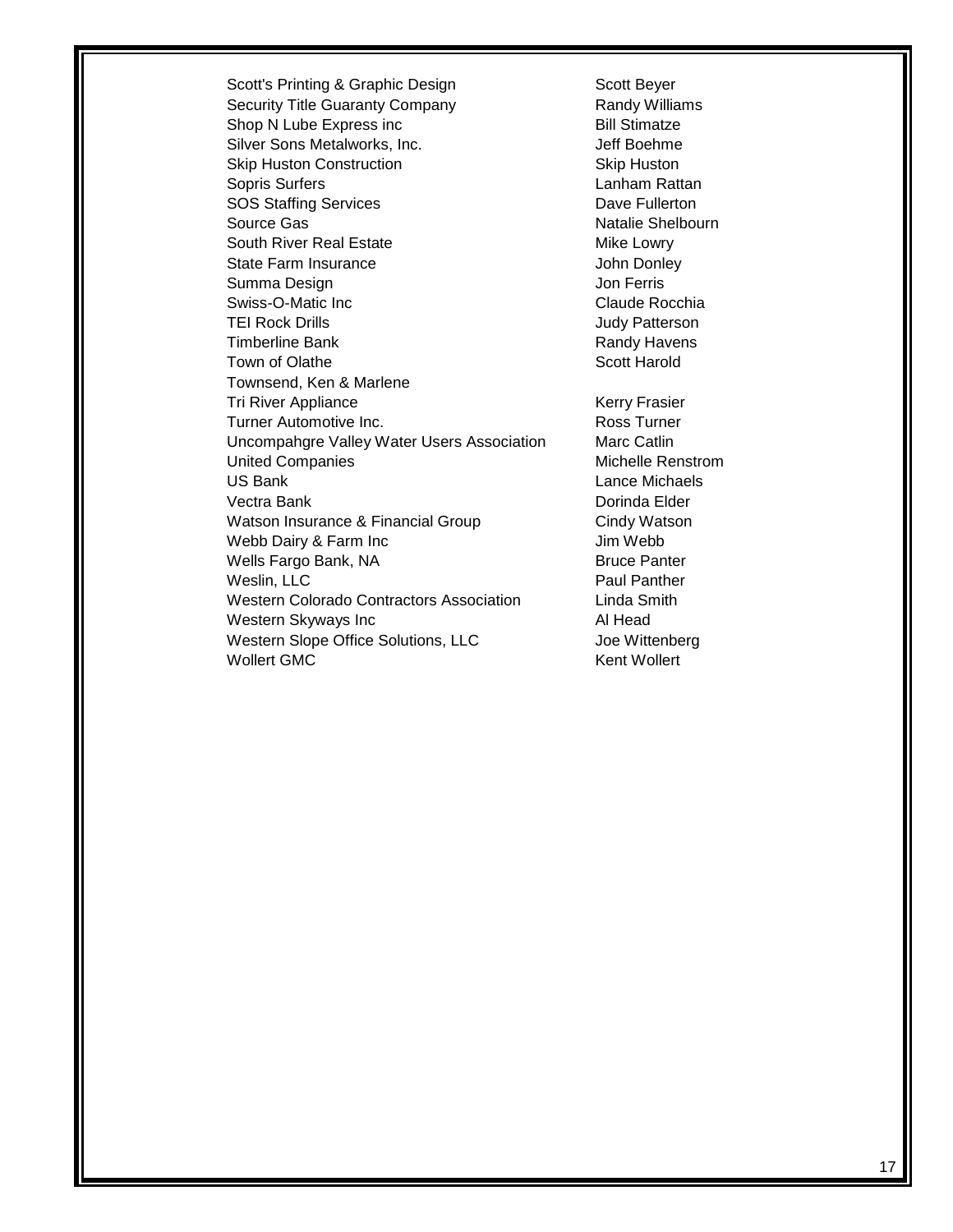| | |
|---|---|
| Scott's Printing & Graphic Design | Scott Beyer |
| Security Title Guaranty Company | Randy Williams |
| Shop N Lube Express inc | Bill Stimatze |
| Silver Sons Metalworks, Inc. | Jeff Boehme |
| Skip Huston Construction | Skip Huston |
| Sopris Surfers | Lanham Rattan |
| SOS Staffing Services | Dave Fullerton |
| Source Gas | Natalie Shelbourn |
| South River Real Estate | Mike Lowry |
| State Farm Insurance | John Donley |
| Summa Design | Jon Ferris |
| Swiss-O-Matic Inc | Claude Rocchia |
| TEI Rock Drills | Judy Patterson |
| Timberline Bank | Randy Havens |
| Town of Olathe | Scott Harold |
| Townsend, Ken & Marlene | |
| Tri River Appliance | Kerry Frasier |
| Turner Automotive Inc. | Ross Turner |
| Uncompahgre Valley Water Users Association | Marc Catlin |
| United Companies | Michelle Renstrom |
| US Bank | Lance Michaels |
| Vectra Bank | Dorinda Elder |
| Watson Insurance & Financial Group | Cindy Watson |
| Webb Dairy & Farm Inc | Jim Webb |
| Wells Fargo Bank, NA | Bruce Panter |
| Weslin, LLC | Paul Panther |
| Western Colorado Contractors Association | Linda Smith |
| Western Skyways Inc | Al Head |
| Western Slope Office Solutions, LLC | Joe Wittenberg |
| Wollert GMC | Kent Wollert |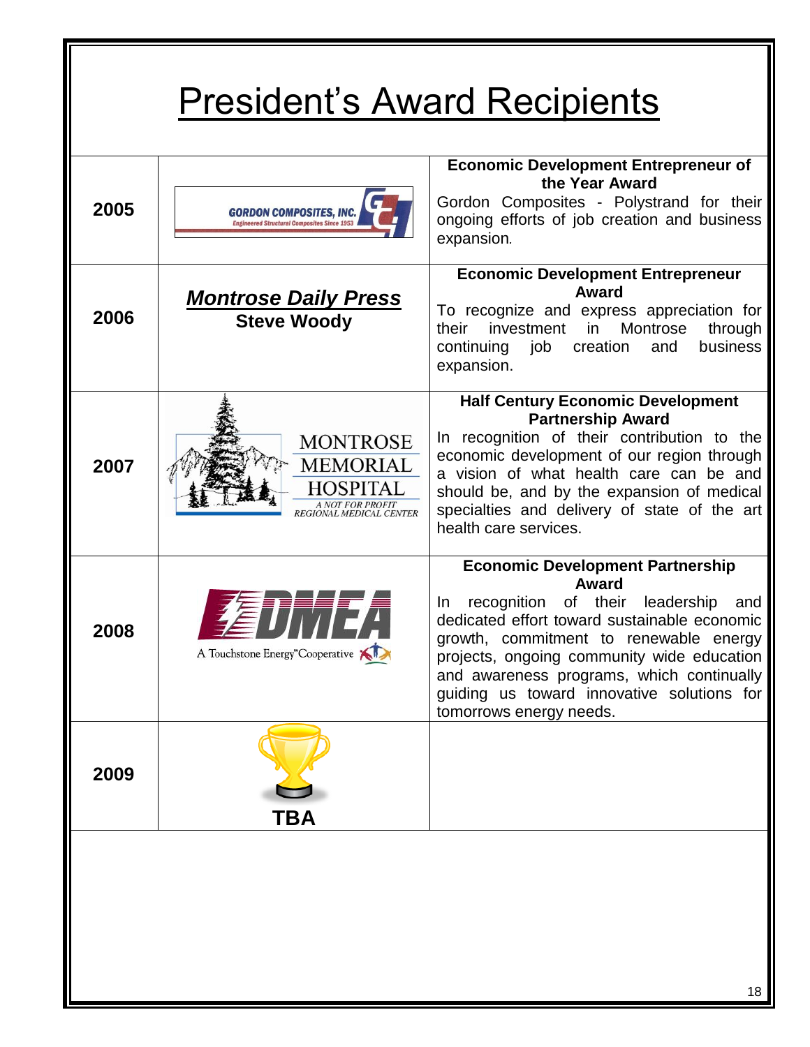# President's Award Recipients

| | | |
|---|---|---|
| **2005** | GORDON COMPOSITES, INC. Engineered Structural Composites Since 1953 | **Economic Development Entrepreneur of the Year Award** Gordon Composites - Polystrand for their ongoing efforts of job creation and business expansion. |
| **2006** | ***Montrose Daily Press*** **Steve Woody** | **Economic Development Entrepreneur Award** To recognize and express appreciation for their investment in Montrose through continuing job creation and business expansion. |
| **2007** | MONTROSE MEMORIAL HOSPITAL *A NOT FOR PROFIT REGIONAL MEDICAL CENTER* | **Half Century Economic Development Partnership Award** In recognition of their contribution to the economic development of our region through a vision of what health care can be and should be, and by the expansion of medical specialties and delivery of state of the art health care services. |
| **2008** | DMEA A Touchstone Energy℠ Cooperative | **Economic Development Partnership Award** In recognition of their leadership and dedicated effort toward sustainable economic growth, commitment to renewable energy projects, ongoing community wide education and awareness programs, which continually guiding us toward innovative solutions for tomorrows energy needs. |
| **2009** | **TBA** | |